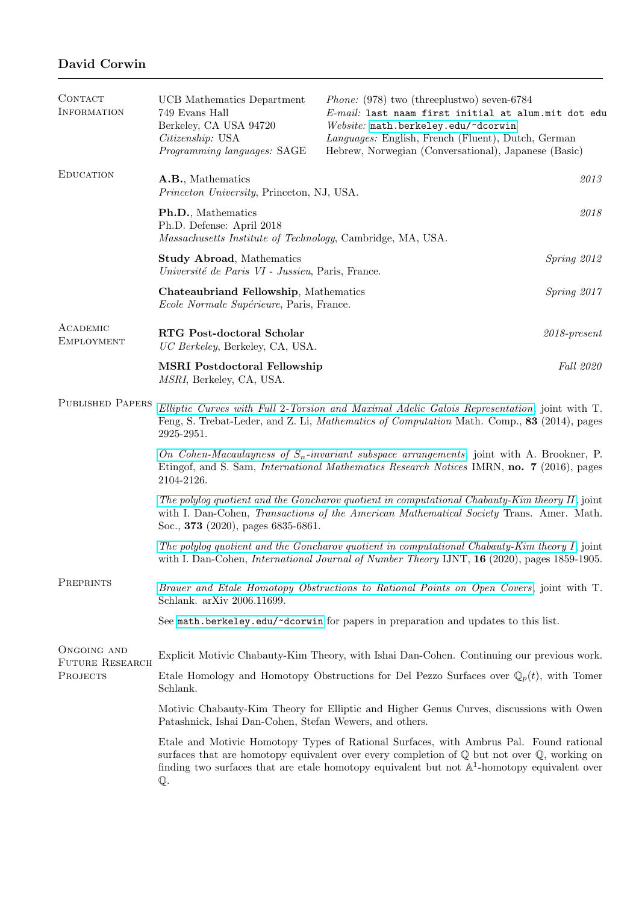# David Corwin

## Contact Information

UCB Mathematics Department
749 Evans Hall
Berkeley, CA USA 94720
*Citizenship:* USA
*Programming languages:* SAGE

*Phone:* (978) two (threeplustwo) seven-6784
*E-mail:* `last naam first initial at alum.mit dot edu`
*Website:* `math.berkeley.edu/~dcorwin`
*Languages:* English, French (Fluent), Dutch, German
Hebrew, Norwegian (Conversational), Japanese (Basic)

## Education

**A.B.**, Mathematics — *2013*
*Princeton University*, Princeton, NJ, USA.

**Ph.D.**, Mathematics — *2018*
Ph.D. Defense: April 2018
*Massachusetts Institute of Technology*, Cambridge, MA, USA.

**Study Abroad**, Mathematics — *Spring 2012*
*Université de Paris VI - Jussieu*, Paris, France.

**Chateaubriand Fellowship**, Mathematics — *Spring 2017*
*Ecole Normale Supérieure*, Paris, France.

## Academic Employment

**RTG Post-doctoral Scholar** — *2018-present*
*UC Berkeley*, Berkeley, CA, USA.

**MSRI Postdoctoral Fellowship** — *Fall 2020*
*MSRI*, Berkeley, CA, USA.

## Published Papers

*Elliptic Curves with Full 2-Torsion and Maximal Adelic Galois Representation*, joint with T. Feng, S. Trebat-Leder, and Z. Li, *Mathematics of Computation* Math. Comp., **83** (2014), pages 2925-2951.

*On Cohen-Macaulayness of $S_n$-invariant subspace arrangements*, joint with A. Brookner, P. Etingof, and S. Sam, *International Mathematics Research Notices* IMRN, **no. 7** (2016), pages 2104-2126.

*The polylog quotient and the Goncharov quotient in computational Chabauty-Kim theory II*, joint with I. Dan-Cohen, *Transactions of the American Mathematical Society* Trans. Amer. Math. Soc., **373** (2020), pages 6835-6861.

*The polylog quotient and the Goncharov quotient in computational Chabauty-Kim theory I*, joint with I. Dan-Cohen, *International Journal of Number Theory* IJNT, **16** (2020), pages 1859-1905.

## Preprints

*Brauer and Etale Homotopy Obstructions to Rational Points on Open Covers*, joint with T. Schlank. arXiv 2006.11699.

See `math.berkeley.edu/~dcorwin` for papers in preparation and updates to this list.

## Ongoing and Future Research Projects

Explicit Motivic Chabauty-Kim Theory, with Ishai Dan-Cohen. Continuing our previous work.

Etale Homology and Homotopy Obstructions for Del Pezzo Surfaces over $\mathbb{Q}_p(t)$, with Tomer Schlank.

Motivic Chabauty-Kim Theory for Elliptic and Higher Genus Curves, discussions with Owen Patashnick, Ishai Dan-Cohen, Stefan Wewers, and others.

Etale and Motivic Homotopy Types of Rational Surfaces, with Ambrus Pal. Found rational surfaces that are homotopy equivalent over every completion of $\mathbb{Q}$ but not over $\mathbb{Q}$, working on finding two surfaces that are etale homotopy equivalent but not $\mathbb{A}^1$-homotopy equivalent over $\mathbb{Q}$.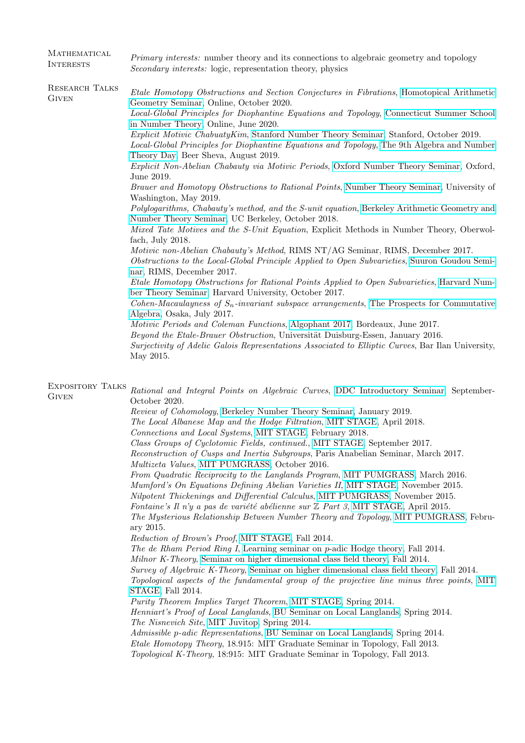## Mathematical Interests

*Primary interests:* number theory and its connections to algebraic geometry and topology
*Secondary interests:* logic, representation theory, physics

## Research Talks Given

*Etale Homotopy Obstructions and Section Conjectures in Fibrations*, Homotopical Arithmetic Geometry Seminar, Online, October 2020.
*Local-Global Principles for Diophantine Equations and Topology*, Connecticut Summer School in Number Theory, Online, June 2020.
*Explicit Motivic ChabautyKim*, Stanford Number Theory Seminar, Stanford, October 2019.
*Local-Global Principles for Diophantine Equations and Topology*, The 9th Algebra and Number Theory Day, Beer Sheva, August 2019.
*Explicit Non-Abelian Chabauty via Motivic Periods*, Oxford Number Theory Seminar, Oxford, June 2019.
*Brauer and Homotopy Obstructions to Rational Points*, Number Theory Seminar, University of Washington, May 2019.
*Polylogarithms, Chabauty's method, and the S-unit equation*, Berkeley Arithmetic Geometry and Number Theory Seminar, UC Berkeley, October 2018.
*Mixed Tate Motives and the S-Unit Equation*, Explicit Methods in Number Theory, Oberwolfach, July 2018.
*Motivic non-Abelian Chabauty's Method*, RIMS NT/AG Seminar, RIMS, December 2017.
*Obstructions to the Local-Global Principle Applied to Open Subvarieties*, Suuron Goudou Seminar, RIMS, December 2017.
*Etale Homotopy Obstructions for Rational Points Applied to Open Subvarieties*, Harvard Number Theory Seminar, Harvard University, October 2017.
*Cohen-Macaulayness of $S_n$-invariant subspace arrangements*, The Prospects for Commutative Algebra, Osaka, July 2017.
*Motivic Periods and Coleman Functions*, Algophant 2017, Bordeaux, June 2017.
*Beyond the Etale-Brauer Obstruction*, Universität Duisburg-Essen, January 2016.
*Surjectivity of Adelic Galois Representations Associated to Elliptic Curves*, Bar Ilan University, May 2015.

## Expository Talks Given

*Rational and Integral Points on Algebraic Curves*, DDC Introductory Seminar, September-October 2020.
*Review of Cohomology*, Berkeley Number Theory Seminar, January 2019.
*The Local Albanese Map and the Hodge Filtration*, MIT STAGE, April 2018.
*Connections and Local Systems*, MIT STAGE, February 2018.
*Class Groups of Cyclotomic Fields, continued.*, MIT STAGE, September 2017.
*Reconstruction of Cusps and Inertia Subgroups*, Paris Anabelian Seminar, March 2017.
*Multizeta Values*, MIT PUMGRASS, October 2016.
*From Quadratic Reciprocity to the Langlands Program*, MIT PUMGRASS, March 2016.
*Mumford's On Equations Defining Abelian Varieties II*, MIT STAGE, November 2015.
*Nilpotent Thickenings and Differential Calculus*, MIT PUMGRASS, November 2015.
*Fontaine's Il n'y a pas de variété abélienne sur $\mathbb{Z}$ Part 3*, MIT STAGE, April 2015.
*The Mysterious Relationship Between Number Theory and Topology*, MIT PUMGRASS, February 2015.
*Reduction of Brown's Proof*, MIT STAGE, Fall 2014.
*The de Rham Period Ring I*, Learning seminar on $p$-adic Hodge theory, Fall 2014.
*Milnor K-Theory*, Seminar on higher dimensional class field theory, Fall 2014.
*Survey of Algebraic K-Theory*, Seminar on higher dimensional class field theory, Fall 2014.
*Topological aspects of the fundamental group of the projective line minus three points*, MIT STAGE, Fall 2014.
*Purity Theorem Implies Target Theorem*, MIT STAGE, Spring 2014.
*Henniart's Proof of Local Langlands*, BU Seminar on Local Langlands, Spring 2014.
*The Nisnevich Site*, MIT Juvitop, Spring 2014.
*Admissible p-adic Representations*, BU Seminar on Local Langlands, Spring 2014.
*Etale Homotopy Theory*, 18.915: MIT Graduate Seminar in Topology, Fall 2013.
*Topological K-Theory*, 18:915: MIT Graduate Seminar in Topology, Fall 2013.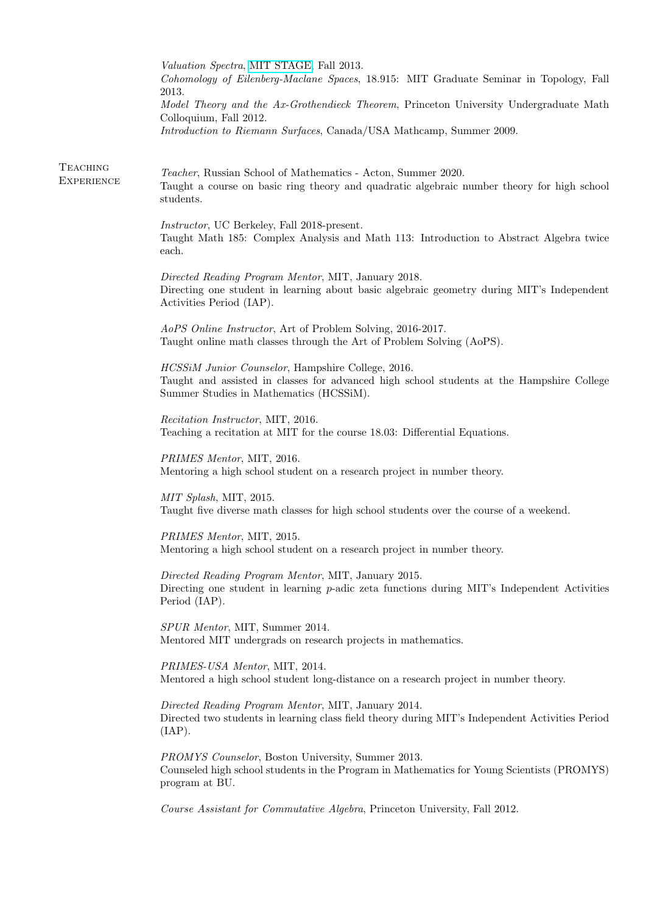*Valuation Spectra*, MIT STAGE, Fall 2013.
*Cohomology of Eilenberg-Maclane Spaces*, 18.915: MIT Graduate Seminar in Topology, Fall 2013.
*Model Theory and the Ax-Grothendieck Theorem*, Princeton University Undergraduate Math Colloquium, Fall 2012.
*Introduction to Riemann Surfaces*, Canada/USA Mathcamp, Summer 2009.

## Teaching Experience

*Teacher*, Russian School of Mathematics - Acton, Summer 2020.
Taught a course on basic ring theory and quadratic algebraic number theory for high school students.

*Instructor*, UC Berkeley, Fall 2018-present.
Taught Math 185: Complex Analysis and Math 113: Introduction to Abstract Algebra twice each.

*Directed Reading Program Mentor*, MIT, January 2018.
Directing one student in learning about basic algebraic geometry during MIT's Independent Activities Period (IAP).

*AoPS Online Instructor*, Art of Problem Solving, 2016-2017.
Taught online math classes through the Art of Problem Solving (AoPS).

*HCSSiM Junior Counselor*, Hampshire College, 2016.
Taught and assisted in classes for advanced high school students at the Hampshire College Summer Studies in Mathematics (HCSSiM).

*Recitation Instructor*, MIT, 2016.
Teaching a recitation at MIT for the course 18.03: Differential Equations.

*PRIMES Mentor*, MIT, 2016.
Mentoring a high school student on a research project in number theory.

*MIT Splash*, MIT, 2015.
Taught five diverse math classes for high school students over the course of a weekend.

*PRIMES Mentor*, MIT, 2015.
Mentoring a high school student on a research project in number theory.

*Directed Reading Program Mentor*, MIT, January 2015.
Directing one student in learning $p$-adic zeta functions during MIT's Independent Activities Period (IAP).

*SPUR Mentor*, MIT, Summer 2014.
Mentored MIT undergrads on research projects in mathematics.

*PRIMES-USA Mentor*, MIT, 2014.
Mentored a high school student long-distance on a research project in number theory.

*Directed Reading Program Mentor*, MIT, January 2014.
Directed two students in learning class field theory during MIT's Independent Activities Period (IAP).

*PROMYS Counselor*, Boston University, Summer 2013.
Counseled high school students in the Program in Mathematics for Young Scientists (PROMYS) program at BU.

*Course Assistant for Commutative Algebra*, Princeton University, Fall 2012.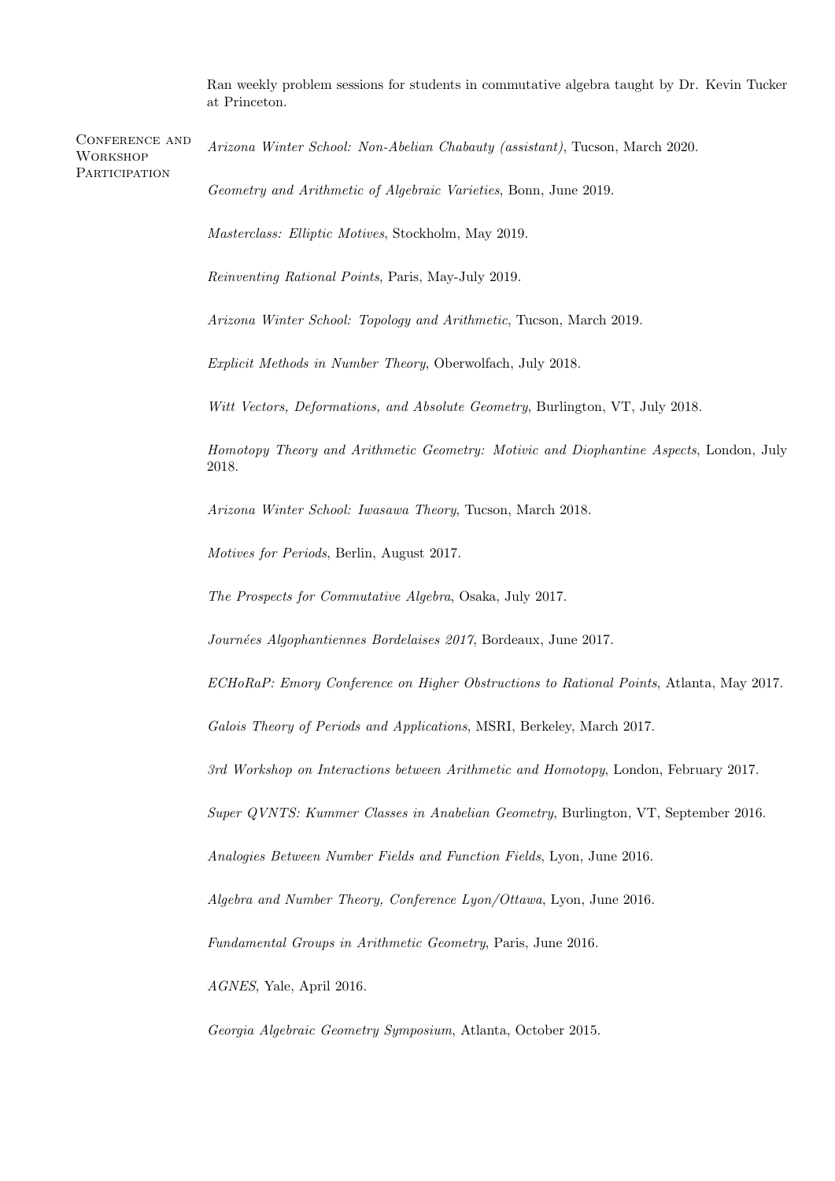Ran weekly problem sessions for students in commutative algebra taught by Dr. Kevin Tucker at Princeton.

## Conference and Workshop Participation

*Arizona Winter School: Non-Abelian Chabauty (assistant)*, Tucson, March 2020.

*Geometry and Arithmetic of Algebraic Varieties*, Bonn, June 2019.

*Masterclass: Elliptic Motives*, Stockholm, May 2019.

*Reinventing Rational Points*, Paris, May-July 2019.

*Arizona Winter School: Topology and Arithmetic*, Tucson, March 2019.

*Explicit Methods in Number Theory*, Oberwolfach, July 2018.

*Witt Vectors, Deformations, and Absolute Geometry*, Burlington, VT, July 2018.

*Homotopy Theory and Arithmetic Geometry: Motivic and Diophantine Aspects*, London, July 2018.

*Arizona Winter School: Iwasawa Theory*, Tucson, March 2018.

*Motives for Periods*, Berlin, August 2017.

*The Prospects for Commutative Algebra*, Osaka, July 2017.

*Journées Algophantiennes Bordelaises 2017*, Bordeaux, June 2017.

*ECHoRaP: Emory Conference on Higher Obstructions to Rational Points*, Atlanta, May 2017.

*Galois Theory of Periods and Applications*, MSRI, Berkeley, March 2017.

*3rd Workshop on Interactions between Arithmetic and Homotopy*, London, February 2017.

*Super QVNTS: Kummer Classes in Anabelian Geometry*, Burlington, VT, September 2016.

*Analogies Between Number Fields and Function Fields*, Lyon, June 2016.

*Algebra and Number Theory, Conference Lyon/Ottawa*, Lyon, June 2016.

*Fundamental Groups in Arithmetic Geometry*, Paris, June 2016.

*AGNES*, Yale, April 2016.

*Georgia Algebraic Geometry Symposium*, Atlanta, October 2015.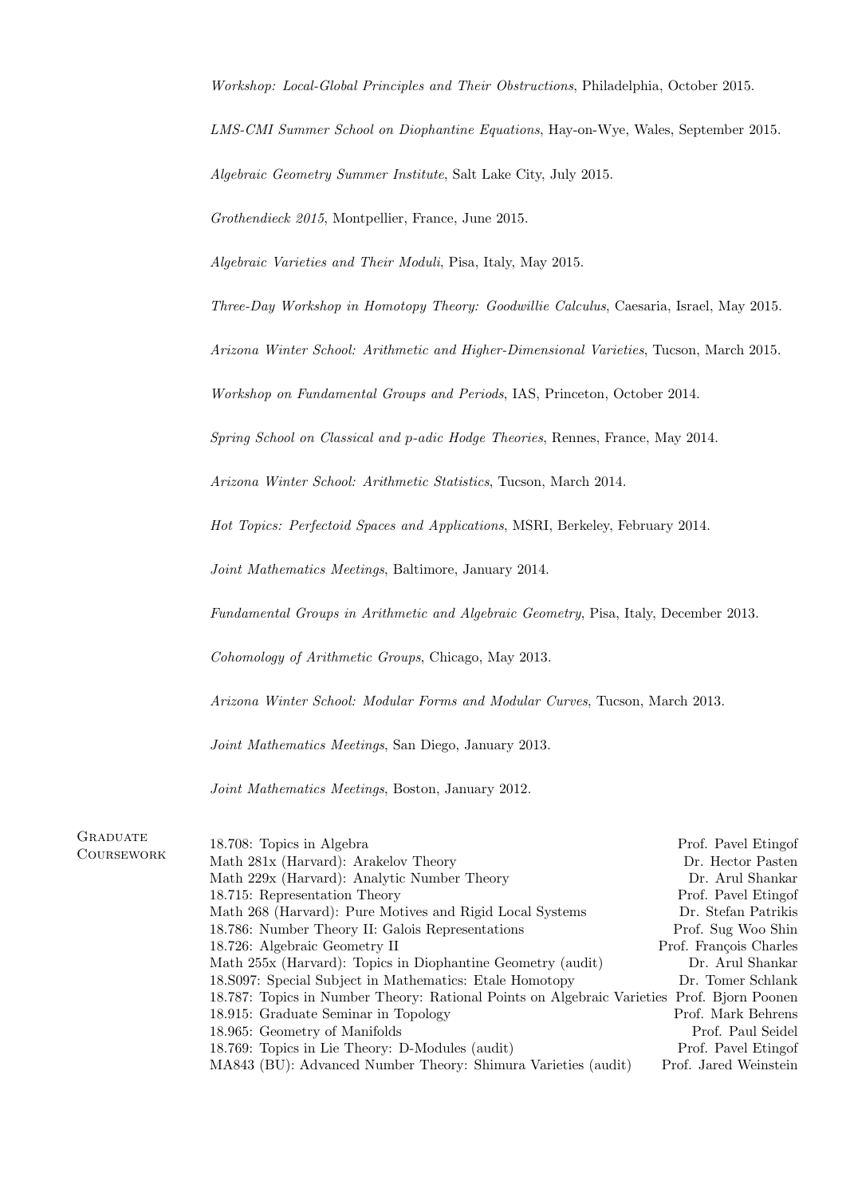*Workshop: Local-Global Principles and Their Obstructions*, Philadelphia, October 2015.

*LMS-CMI Summer School on Diophantine Equations*, Hay-on-Wye, Wales, September 2015.

*Algebraic Geometry Summer Institute*, Salt Lake City, July 2015.

*Grothendieck 2015*, Montpellier, France, June 2015.

*Algebraic Varieties and Their Moduli*, Pisa, Italy, May 2015.

*Three-Day Workshop in Homotopy Theory: Goodwillie Calculus*, Caesaria, Israel, May 2015.

*Arizona Winter School: Arithmetic and Higher-Dimensional Varieties*, Tucson, March 2015.

*Workshop on Fundamental Groups and Periods*, IAS, Princeton, October 2014.

*Spring School on Classical and p-adic Hodge Theories*, Rennes, France, May 2014.

*Arizona Winter School: Arithmetic Statistics*, Tucson, March 2014.

*Hot Topics: Perfectoid Spaces and Applications*, MSRI, Berkeley, February 2014.

*Joint Mathematics Meetings*, Baltimore, January 2014.

*Fundamental Groups in Arithmetic and Algebraic Geometry*, Pisa, Italy, December 2013.

*Cohomology of Arithmetic Groups*, Chicago, May 2013.

*Arizona Winter School: Modular Forms and Modular Curves*, Tucson, March 2013.

*Joint Mathematics Meetings*, San Diego, January 2013.

*Joint Mathematics Meetings*, Boston, January 2012.

## Graduate Coursework

| Course | Instructor |
|---|---|
| 18.708: Topics in Algebra | Prof. Pavel Etingof |
| Math 281x (Harvard): Arakelov Theory | Dr. Hector Pasten |
| Math 229x (Harvard): Analytic Number Theory | Dr. Arul Shankar |
| 18.715: Representation Theory | Prof. Pavel Etingof |
| Math 268 (Harvard): Pure Motives and Rigid Local Systems | Dr. Stefan Patrikis |
| 18.786: Number Theory II: Galois Representations | Prof. Sug Woo Shin |
| 18.726: Algebraic Geometry II | Prof. François Charles |
| Math 255x (Harvard): Topics in Diophantine Geometry (audit) | Dr. Arul Shankar |
| 18.S097: Special Subject in Mathematics: Etale Homotopy | Dr. Tomer Schlank |
| 18.787: Topics in Number Theory: Rational Points on Algebraic Varieties | Prof. Bjorn Poonen |
| 18.915: Graduate Seminar in Topology | Prof. Mark Behrens |
| 18.965: Geometry of Manifolds | Prof. Paul Seidel |
| 18.769: Topics in Lie Theory: D-Modules (audit) | Prof. Pavel Etingof |
| MA843 (BU): Advanced Number Theory: Shimura Varieties (audit) | Prof. Jared Weinstein |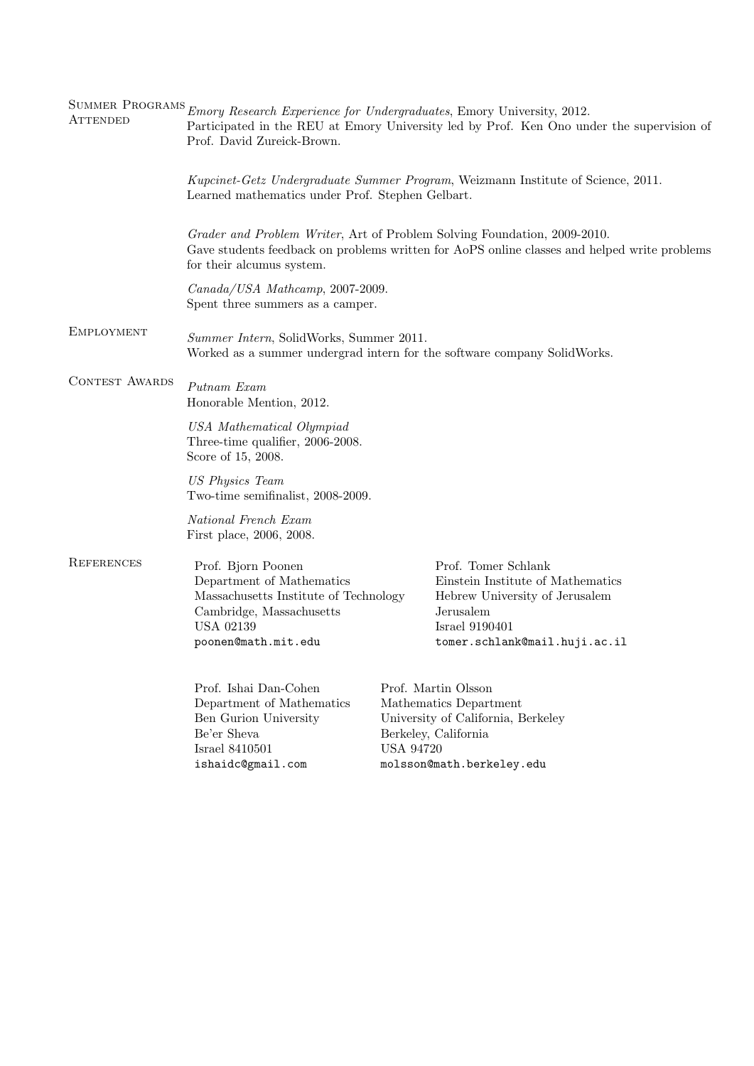## Summer Programs Attended

*Emory Research Experience for Undergraduates*, Emory University, 2012.
Participated in the REU at Emory University led by Prof. Ken Ono under the supervision of Prof. David Zureick-Brown.

*Kupcinet-Getz Undergraduate Summer Program*, Weizmann Institute of Science, 2011.
Learned mathematics under Prof. Stephen Gelbart.

*Grader and Problem Writer*, Art of Problem Solving Foundation, 2009-2010.
Gave students feedback on problems written for AoPS online classes and helped write problems for their alcumus system.

*Canada/USA Mathcamp*, 2007-2009.
Spent three summers as a camper.

## Employment

*Summer Intern*, SolidWorks, Summer 2011.
Worked as a summer undergrad intern for the software company SolidWorks.

## Contest Awards

*Putnam Exam*
Honorable Mention, 2012.

*USA Mathematical Olympiad*
Three-time qualifier, 2006-2008.
Score of 15, 2008.

*US Physics Team*
Two-time semifinalist, 2008-2009.

*National French Exam*
First place, 2006, 2008.

## References

Prof. Bjorn Poonen
Department of Mathematics
Massachusetts Institute of Technology
Cambridge, Massachusetts
USA 02139
`poonen@math.mit.edu`

Prof. Tomer Schlank
Einstein Institute of Mathematics
Hebrew University of Jerusalem
Jerusalem
Israel 9190401
`tomer.schlank@mail.huji.ac.il`

Prof. Ishai Dan-Cohen
Department of Mathematics
Ben Gurion University
Be'er Sheva
Israel 8410501
`ishaidc@gmail.com`

Prof. Martin Olsson
Mathematics Department
University of California, Berkeley
Berkeley, California
USA 94720
`molsson@math.berkeley.edu`